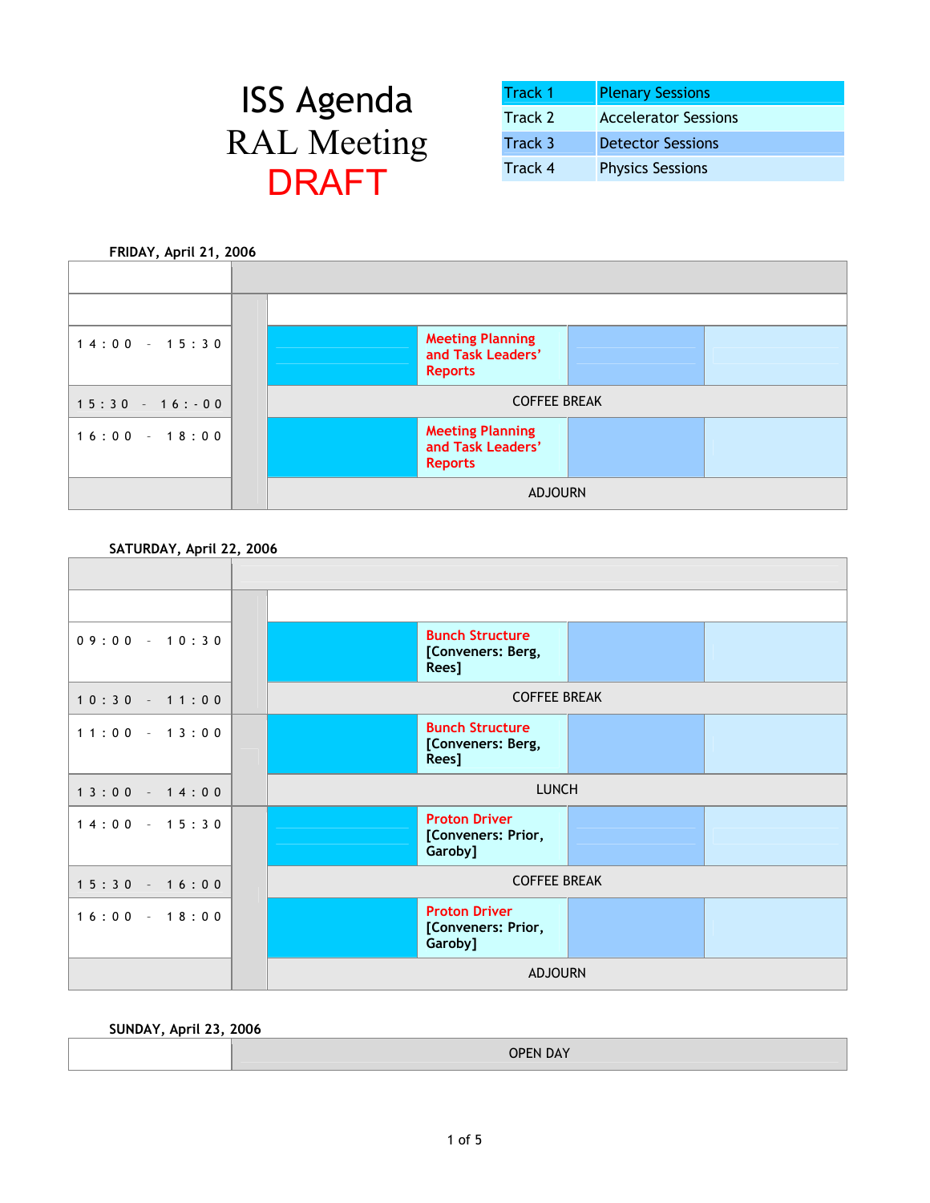# ISS Agenda
# RAL Meeting
# DRAFT

| Track | Sessions |
|---|---|
| Track 1 | Plenary Sessions |
| Track 2 | Accelerator Sessions |
| Track 3 | Detector Sessions |
| Track 4 | Physics Sessions |

**FRIDAY, April 21, 2006**

| Time | Track 1 | Track 2 | Track 3 | Track 4 |
|---|---|---|---|---|
| 14:00 - 15:30 | | Meeting Planning and Task Leaders' Reports | | |
| 15:30 - 16:-00 | COFFEE BREAK | | | |
| 16:00 - 18:00 | | Meeting Planning and Task Leaders' Reports | | |
| | ADJOURN | | | |

**SATURDAY, April 22, 2006**

| Time | Track 1 | Track 2 | Track 3 | Track 4 |
|---|---|---|---|---|
| 09:00 - 10:30 | | Bunch Structure [Conveners: Berg, Rees] | | |
| 10:30 - 11:00 | COFFEE BREAK | | | |
| 11:00 - 13:00 | | Bunch Structure [Conveners: Berg, Rees] | | |
| 13:00 - 14:00 | LUNCH | | | |
| 14:00 - 15:30 | | Proton Driver [Conveners: Prior, Garoby] | | |
| 15:30 - 16:00 | COFFEE BREAK | | | |
| 16:00 - 18:00 | | Proton Driver [Conveners: Prior, Garoby] | | |
| | ADJOURN | | | |

**SUNDAY, April 23, 2006**

| | |
|---|---|
| | OPEN DAY |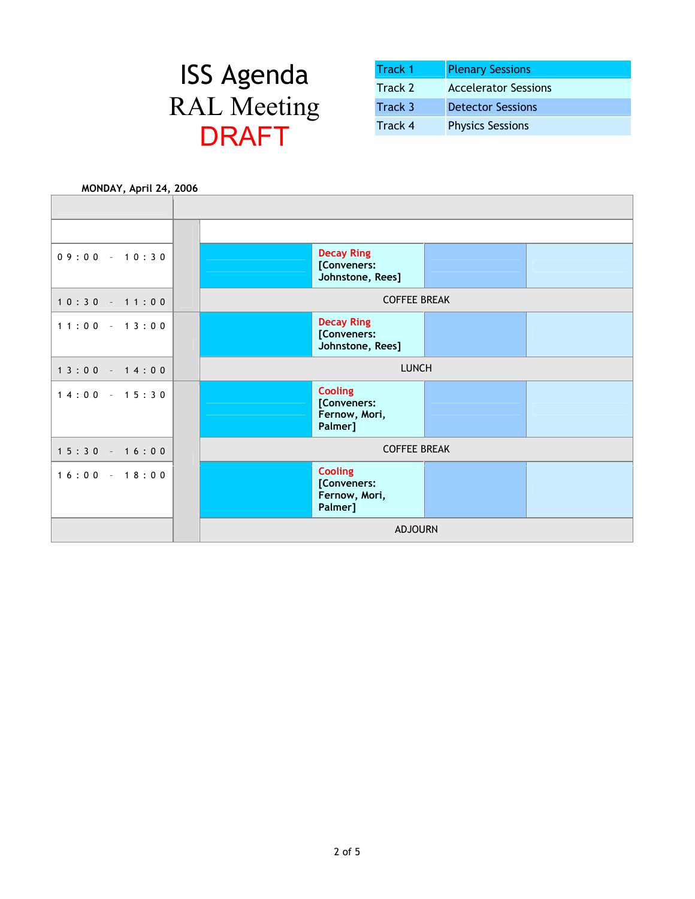# ISS Agenda
# RAL Meeting
# DRAFT

| Track 1 | Plenary Sessions |
|---|---|
| Track 2 | Accelerator Sessions |
| Track 3 | Detector Sessions |
| Track 4 | Physics Sessions |

**MONDAY, April 24, 2006**

| Time | Track 1 | Track 2 | Track 3 | Track 4 |
|---|---|---|---|---|
| 09:00 - 10:30 | | Decay Ring [Conveners: Johnstone, Rees] | | |
| 10:30 - 11:00 | COFFEE BREAK | | | |
| 11:00 - 13:00 | | Decay Ring [Conveners: Johnstone, Rees] | | |
| 13:00 - 14:00 | LUNCH | | | |
| 14:00 - 15:30 | | Cooling [Conveners: Fernow, Mori, Palmer] | | |
| 15:30 - 16:00 | COFFEE BREAK | | | |
| 16:00 - 18:00 | | Cooling [Conveners: Fernow, Mori, Palmer] | | |
| | ADJOURN | | | |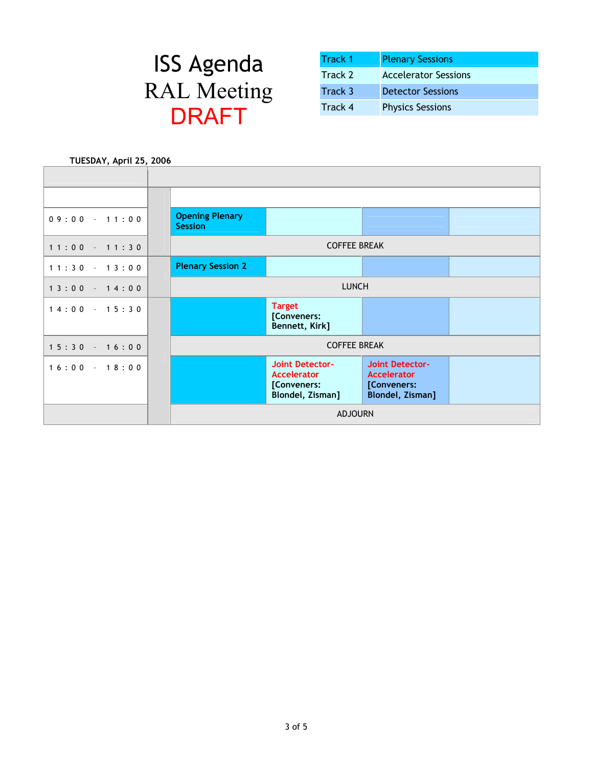# ISS Agenda

## RAL Meeting

## DRAFT

| Track | Sessions |
|---|---|
| Track 1 | Plenary Sessions |
| Track 2 | Accelerator Sessions |
| Track 3 | Detector Sessions |
| Track 4 | Physics Sessions |

**TUESDAY, April 25, 2006**

| Time | Track 1 | Track 2 | Track 3 | Track 4 |
|---|---|---|---|---|
| 09:00 - 11:00 | **Opening Plenary Session** | | | |
| 11:00 - 11:30 | COFFEE BREAK | | | |
| 11:30 - 13:00 | **Plenary Session 2** | | | |
| 13:00 - 14:00 | LUNCH | | | |
| 14:00 - 15:30 | | **Target [Conveners: Bennett, Kirk]** | | |
| 15:30 - 16:00 | COFFEE BREAK | | | |
| 16:00 - 18:00 | | **Joint Detector-Accelerator [Conveners: Blondel, Zisman]** | **Joint Detector-Accelerator [Conveners: Blondel, Zisman]** | |
| | ADJOURN | | | |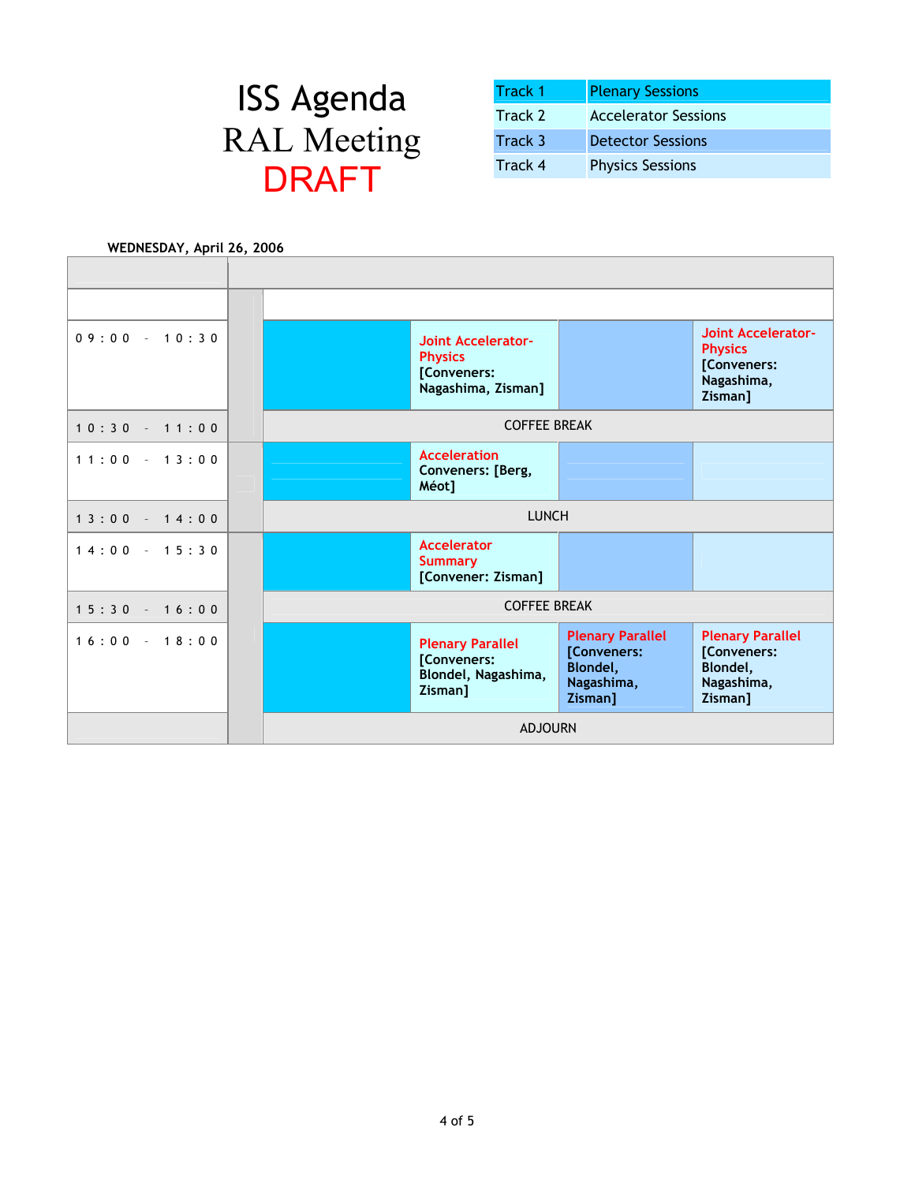# ISS Agenda

# RAL Meeting

# DRAFT

| Track 1 | Plenary Sessions |
|---|---|
| Track 2 | Accelerator Sessions |
| Track 3 | Detector Sessions |
| Track 4 | Physics Sessions |

**WEDNESDAY, April 26, 2006**

| Time | Track 1 | Track 2 | Track 3 | Track 4 |
|---|---|---|---|---|
| 09:00 - 10:30 | | **Joint Accelerator-Physics** [Conveners: Nagashima, Zisman] | | **Joint Accelerator-Physics** [Conveners: Nagashima, Zisman] |
| 10:30 - 11:00 | COFFEE BREAK | | | |
| 11:00 - 13:00 | | **Acceleration** Conveners: [Berg, Méot] | | |
| 13:00 - 14:00 | LUNCH | | | |
| 14:00 - 15:30 | | **Accelerator Summary** [Convener: Zisman] | | |
| 15:30 - 16:00 | COFFEE BREAK | | | |
| 16:00 - 18:00 | | **Plenary Parallel** [Conveners: Blondel, Nagashima, Zisman] | **Plenary Parallel** [Conveners: Blondel, Nagashima, Zisman] | **Plenary Parallel** [Conveners: Blondel, Nagashima, Zisman] |
| | ADJOURN | | | |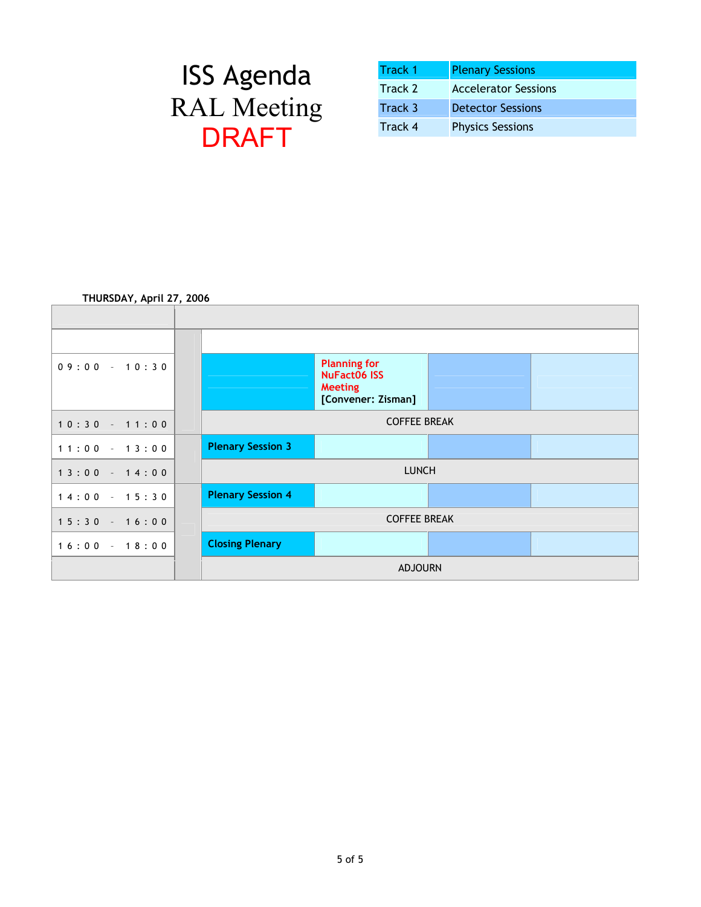# ISS Agenda
# RAL Meeting
# DRAFT

| | |
|---|---|
| Track 1 | Plenary Sessions |
| Track 2 | Accelerator Sessions |
| Track 3 | Detector Sessions |
| Track 4 | Physics Sessions |

**THURSDAY, April 27, 2006**

| | Track 1 | Track 2 | Track 3 | Track 4 |
|---|---|---|---|---|
| 09:00 - 10:30 | | **Planning for NuFact06 ISS Meeting** **[Convener: Zisman]** | | |
| 10:30 - 11:00 | COFFEE BREAK | | | |
| 11:00 - 13:00 | **Plenary Session 3** | | | |
| 13:00 - 14:00 | LUNCH | | | |
| 14:00 - 15:30 | **Plenary Session 4** | | | |
| 15:30 - 16:00 | COFFEE BREAK | | | |
| 16:00 - 18:00 | **Closing Plenary** | | | |
| | ADJOURN | | | |